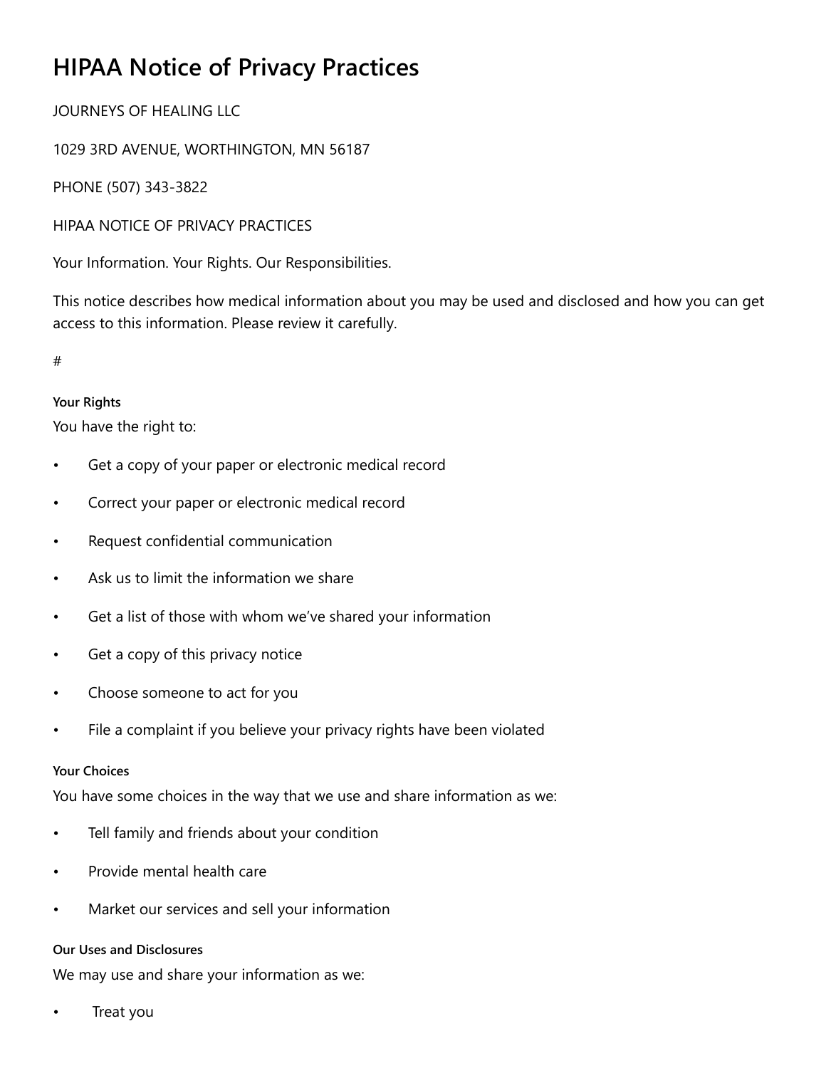# HIPAA Notice of Privacy Practices

JOURNEYS OF HEALING LLC

1029 3RD AVENUE, WORTHINGTON, MN 56187

PHONE (507) 343-3822

HIPAA NOTICE OF PRIVACY PRACTICES

Your Information. Your Rights. Our Responsibilities.

This notice describes how medical information about you may be used and disclosed and how you can get access to this information. Please review it carefully.

#

#### Your Rights

You have the right to:

- Get a copy of your paper or electronic medical record
- Correct your paper or electronic medical record
- Request confidential communication
- Ask us to limit the information we share
- Get a list of those with whom we've shared your information
- Get a copy of this privacy notice
- Choose someone to act for you
- File a complaint if you believe your privacy rights have been violated

#### Your Choices

You have some choices in the way that we use and share information as we:

- Tell family and friends about your condition
- Provide mental health care
- Market our services and sell your information

#### Our Uses and Disclosures

We may use and share your information as we:

- Treat you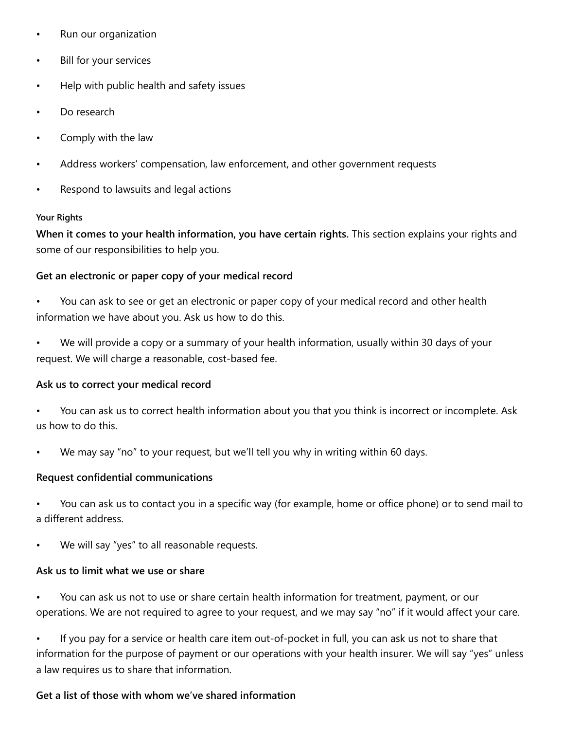- Run our organization
- Bill for your services
- Help with public health and safety issues
- Do research
- Comply with the law
- Address workers' compensation, law enforcement, and other government requests
- Respond to lawsuits and legal actions

#### Your Rights

**When it comes to your health information, you have certain rights.** This section explains your rights and some of our responsibilities to help you.

**Get an electronic or paper copy of your medical record**

- You can ask to see or get an electronic or paper copy of your medical record and other health information we have about you. Ask us how to do this.
- We will provide a copy or a summary of your health information, usually within 30 days of your request. We will charge a reasonable, cost-based fee.

**Ask us to correct your medical record**

- You can ask us to correct health information about you that you think is incorrect or incomplete. Ask us how to do this.
- We may say "no" to your request, but we'll tell you why in writing within 60 days.

**Request confidential communications**

- You can ask us to contact you in a specific way (for example, home or office phone) or to send mail to a different address.
- We will say "yes" to all reasonable requests.

**Ask us to limit what we use or share**

- You can ask us not to use or share certain health information for treatment, payment, or our operations. We are not required to agree to your request, and we may say "no" if it would affect your care.
- If you pay for a service or health care item out-of-pocket in full, you can ask us not to share that information for the purpose of payment or our operations with your health insurer. We will say "yes" unless a law requires us to share that information.

**Get a list of those with whom we've shared information**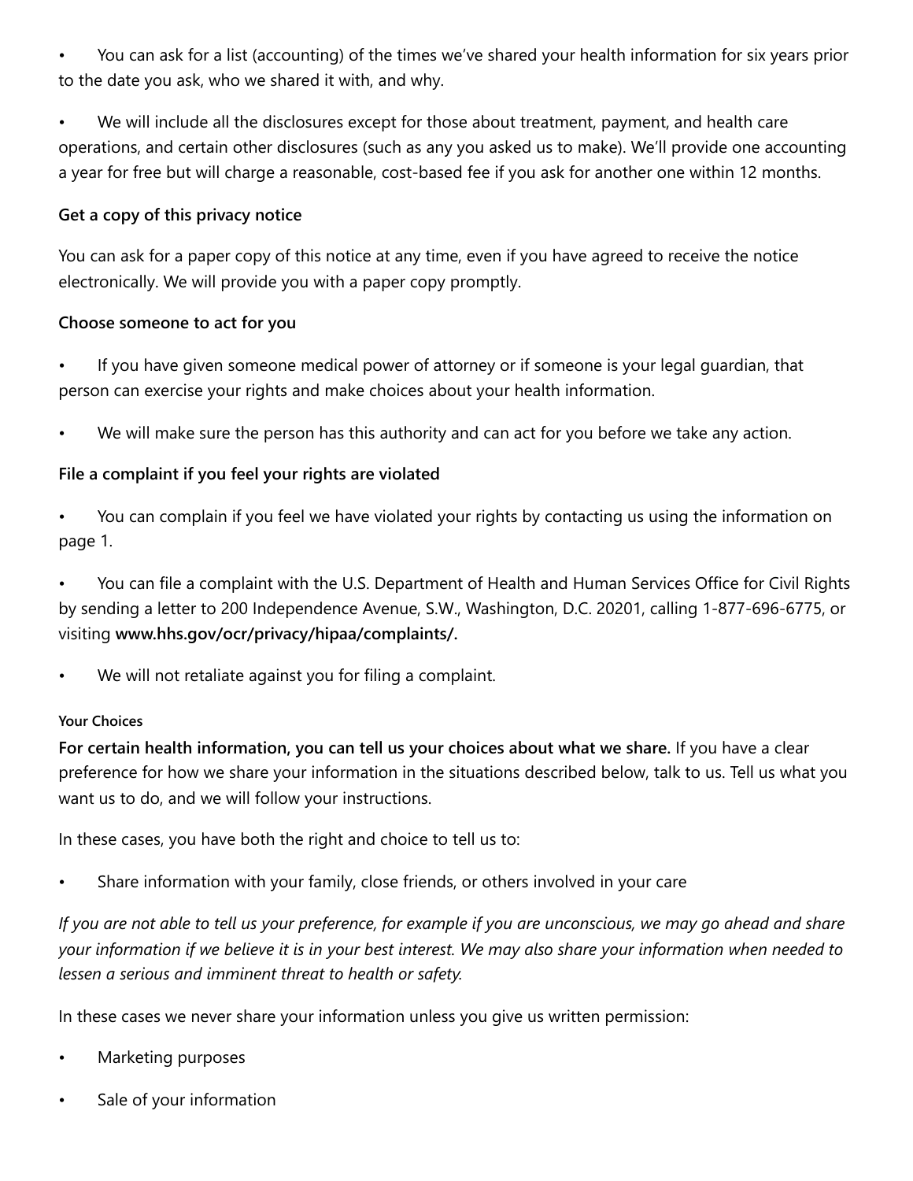- You can ask for a list (accounting) of the times we've shared your health information for six years prior to the date you ask, who we shared it with, and why.

- We will include all the disclosures except for those about treatment, payment, and health care operations, and certain other disclosures (such as any you asked us to make). We'll provide one accounting a year for free but will charge a reasonable, cost-based fee if you ask for another one within 12 months.

**Get a copy of this privacy notice**

You can ask for a paper copy of this notice at any time, even if you have agreed to receive the notice electronically. We will provide you with a paper copy promptly.

**Choose someone to act for you**

- If you have given someone medical power of attorney or if someone is your legal guardian, that person can exercise your rights and make choices about your health information.

- We will make sure the person has this authority and can act for you before we take any action.

**File a complaint if you feel your rights are violated**

- You can complain if you feel we have violated your rights by contacting us using the information on page 1.

- You can file a complaint with the U.S. Department of Health and Human Services Office for Civil Rights by sending a letter to 200 Independence Avenue, S.W., Washington, D.C. 20201, calling 1-877-696-6775, or visiting **www.hhs.gov/ocr/privacy/hipaa/complaints/.**

- We will not retaliate against you for filing a complaint.

**Your Choices**

**For certain health information, you can tell us your choices about what we share.** If you have a clear preference for how we share your information in the situations described below, talk to us. Tell us what you want us to do, and we will follow your instructions.

In these cases, you have both the right and choice to tell us to:

- Share information with your family, close friends, or others involved in your care

*If you are not able to tell us your preference, for example if you are unconscious, we may go ahead and share your information if we believe it is in your best interest. We may also share your information when needed to lessen a serious and imminent threat to health or safety.*

In these cases we never share your information unless you give us written permission:

- Marketing purposes

- Sale of your information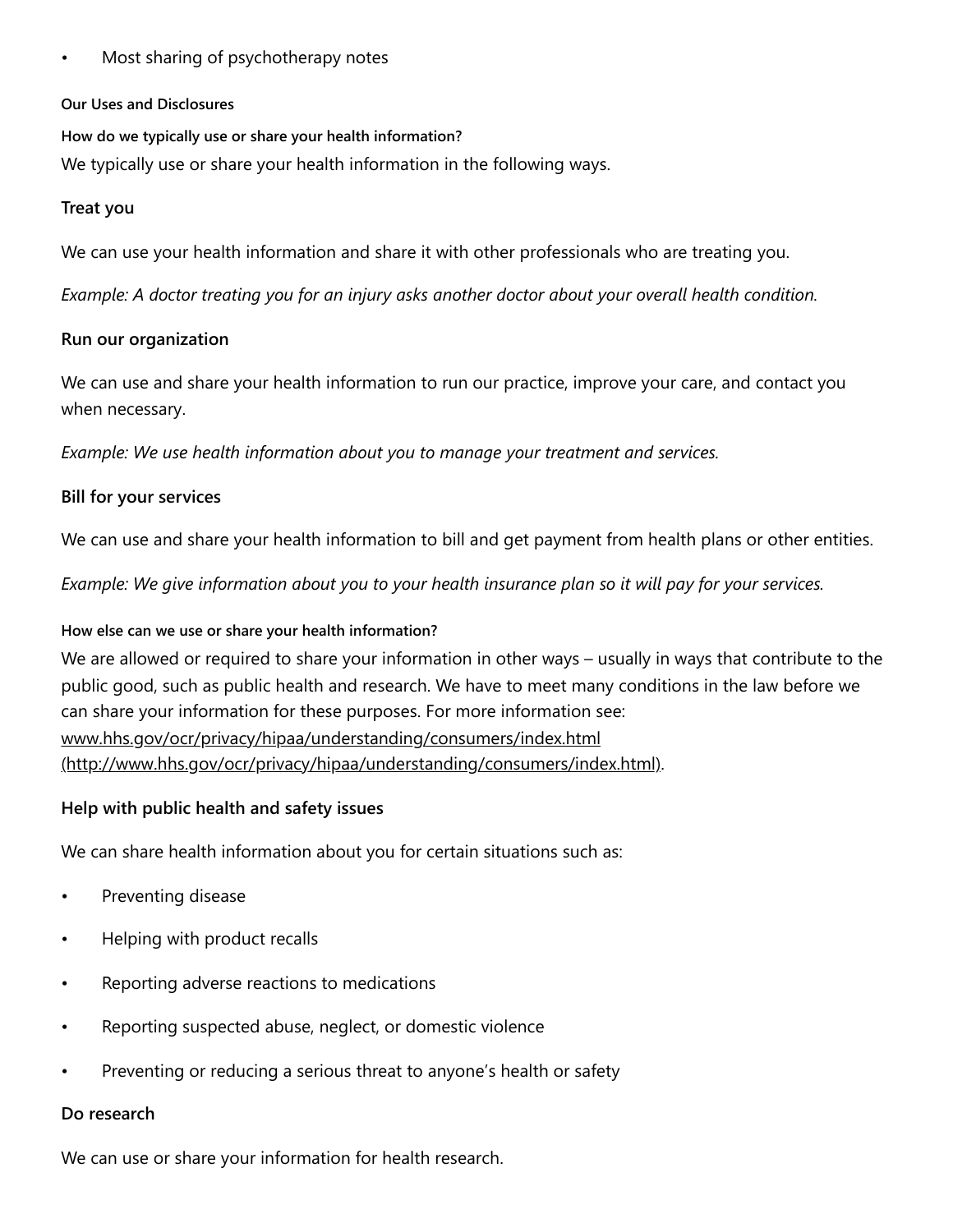- Most sharing of psychotherapy notes

#### Our Uses and Disclosures

#### How do we typically use or share your health information?

We typically use or share your health information in the following ways.

**Treat you**

We can use your health information and share it with other professionals who are treating you.

*Example: A doctor treating you for an injury asks another doctor about your overall health condition.*

**Run our organization**

We can use and share your health information to run our practice, improve your care, and contact you when necessary.

*Example: We use health information about you to manage your treatment and services.*

**Bill for your services**

We can use and share your health information to bill and get payment from health plans or other entities.

*Example: We give information about you to your health insurance plan so it will pay for your services.*

#### How else can we use or share your health information?

We are allowed or required to share your information in other ways – usually in ways that contribute to the public good, such as public health and research. We have to meet many conditions in the law before we can share your information for these purposes. For more information see: [www.hhs.gov/ocr/privacy/hipaa/understanding/consumers/index.html (http://www.hhs.gov/ocr/privacy/hipaa/understanding/consumers/index.html)](http://www.hhs.gov/ocr/privacy/hipaa/understanding/consumers/index.html).

**Help with public health and safety issues**

We can share health information about you for certain situations such as:

- Preventing disease
- Helping with product recalls
- Reporting adverse reactions to medications
- Reporting suspected abuse, neglect, or domestic violence
- Preventing or reducing a serious threat to anyone's health or safety

**Do research**

We can use or share your information for health research.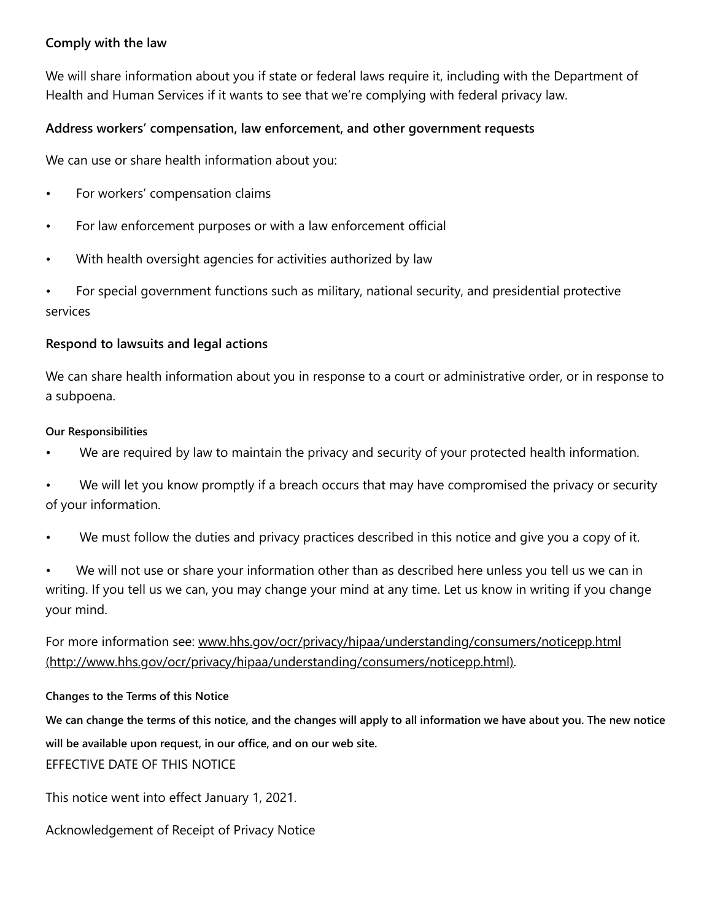**Comply with the law**

We will share information about you if state or federal laws require it, including with the Department of Health and Human Services if it wants to see that we're complying with federal privacy law.

**Address workers' compensation, law enforcement, and other government requests**

We can use or share health information about you:

- For workers' compensation claims
- For law enforcement purposes or with a law enforcement official
- With health oversight agencies for activities authorized by law
- For special government functions such as military, national security, and presidential protective services

**Respond to lawsuits and legal actions**

We can share health information about you in response to a court or administrative order, or in response to a subpoena.

**Our Responsibilities**

- We are required by law to maintain the privacy and security of your protected health information.
- We will let you know promptly if a breach occurs that may have compromised the privacy or security of your information.
- We must follow the duties and privacy practices described in this notice and give you a copy of it.
- We will not use or share your information other than as described here unless you tell us we can in writing. If you tell us we can, you may change your mind at any time. Let us know in writing if you change your mind.

For more information see: [www.hhs.gov/ocr/privacy/hipaa/understanding/consumers/noticepp.html (http://www.hhs.gov/ocr/privacy/hipaa/understanding/consumers/noticepp.html)](http://www.hhs.gov/ocr/privacy/hipaa/understanding/consumers/noticepp.html).

**Changes to the Terms of this Notice**

**We can change the terms of this notice, and the changes will apply to all information we have about you. The new notice will be available upon request, in our office, and on our web site.**

EFFECTIVE DATE OF THIS NOTICE

This notice went into effect January 1, 2021.

Acknowledgement of Receipt of Privacy Notice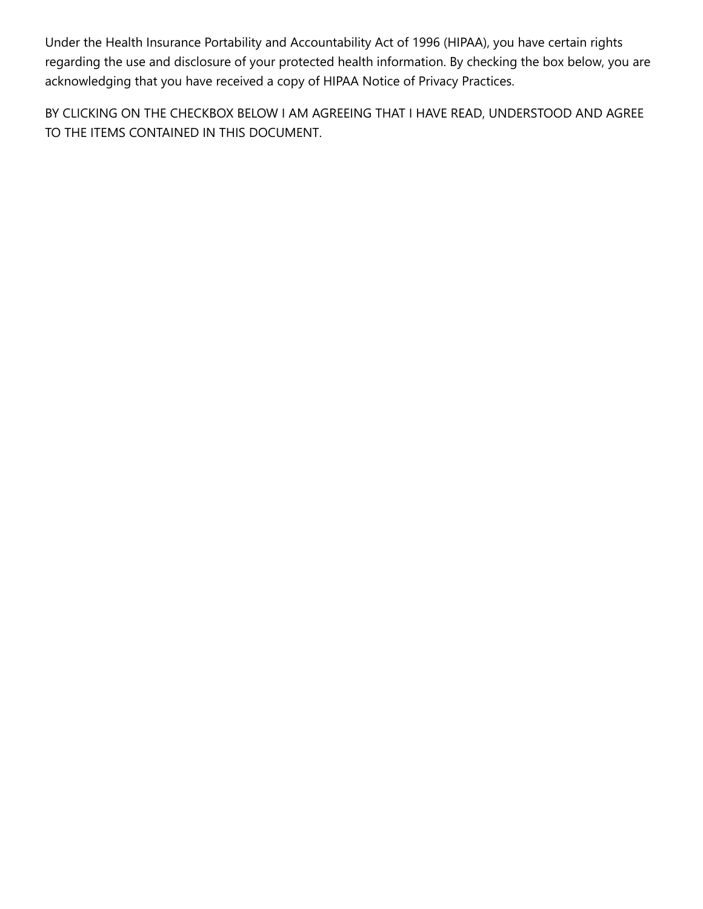Under the Health Insurance Portability and Accountability Act of 1996 (HIPAA), you have certain rights regarding the use and disclosure of your protected health information. By checking the box below, you are acknowledging that you have received a copy of HIPAA Notice of Privacy Practices.

BY CLICKING ON THE CHECKBOX BELOW I AM AGREEING THAT I HAVE READ, UNDERSTOOD AND AGREE TO THE ITEMS CONTAINED IN THIS DOCUMENT.